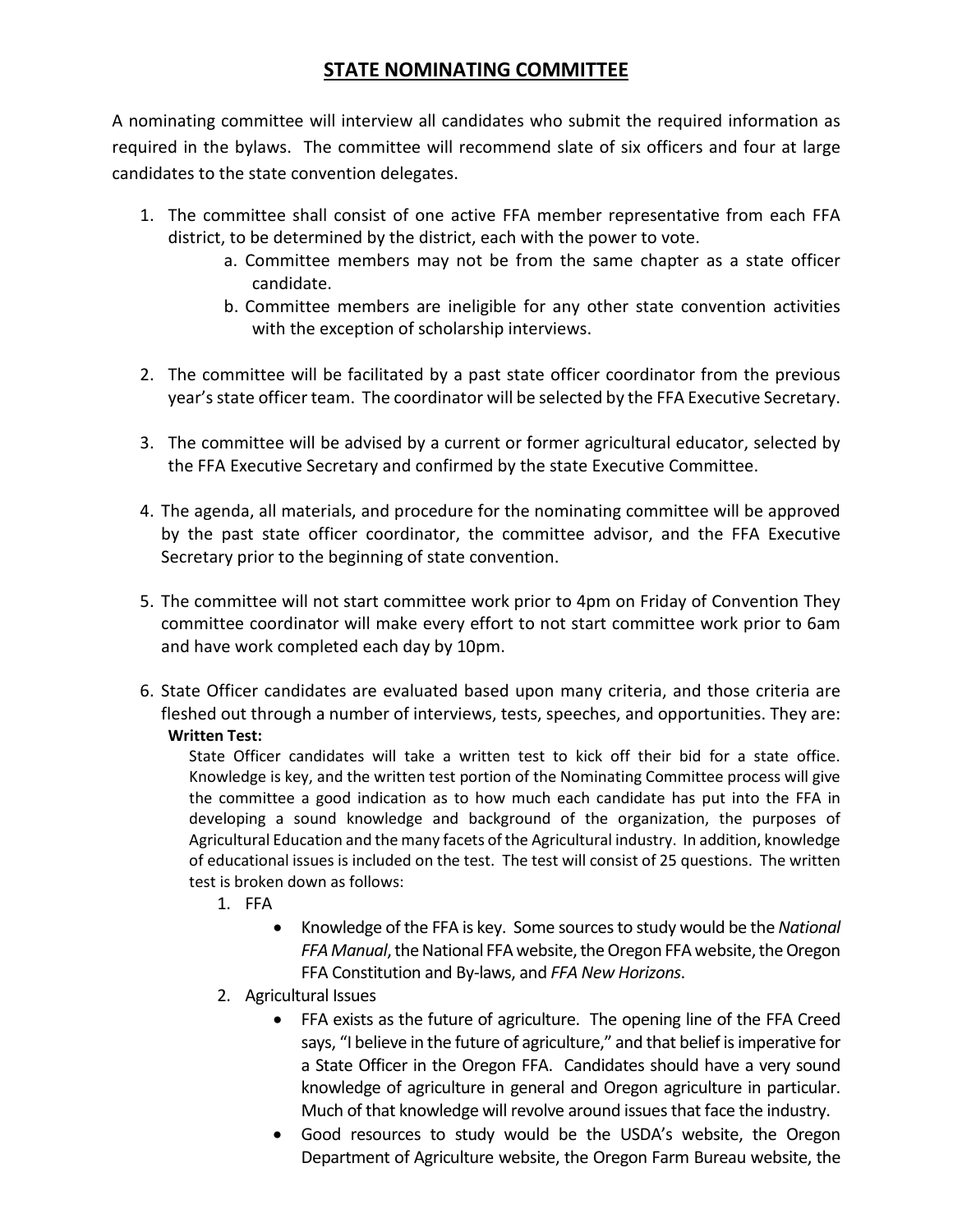# STATE NOMINATING COMMITTEE

A nominating committee will interview all candidates who submit the required information as required in the bylaws. The committee will recommend slate of six officers and four at large candidates to the state convention delegates.

1. The committee shall consist of one active FFA member representative from each FFA district, to be determined by the district, each with the power to vote.
   a. Committee members may not be from the same chapter as a state officer candidate.
   b. Committee members are ineligible for any other state convention activities with the exception of scholarship interviews.

2. The committee will be facilitated by a past state officer coordinator from the previous year's state officer team. The coordinator will be selected by the FFA Executive Secretary.

3. The committee will be advised by a current or former agricultural educator, selected by the FFA Executive Secretary and confirmed by the state Executive Committee.

4. The agenda, all materials, and procedure for the nominating committee will be approved by the past state officer coordinator, the committee advisor, and the FFA Executive Secretary prior to the beginning of state convention.

5. The committee will not start committee work prior to 4pm on Friday of Convention They committee coordinator will make every effort to not start committee work prior to 6am and have work completed each day by 10pm.

6. State Officer candidates are evaluated based upon many criteria, and those criteria are fleshed out through a number of interviews, tests, speeches, and opportunities. They are:

   **Written Test:**

   State Officer candidates will take a written test to kick off their bid for a state office. Knowledge is key, and the written test portion of the Nominating Committee process will give the committee a good indication as to how much each candidate has put into the FFA in developing a sound knowledge and background of the organization, the purposes of Agricultural Education and the many facets of the Agricultural industry. In addition, knowledge of educational issues is included on the test. The test will consist of 25 questions. The written test is broken down as follows:

   1. FFA
      - Knowledge of the FFA is key. Some sources to study would be the *National FFA Manual*, the National FFA website, the Oregon FFA website, the Oregon FFA Constitution and By-laws, and *FFA New Horizons*.
   2. Agricultural Issues
      - FFA exists as the future of agriculture. The opening line of the FFA Creed says, "I believe in the future of agriculture," and that belief is imperative for a State Officer in the Oregon FFA. Candidates should have a very sound knowledge of agriculture in general and Oregon agriculture in particular. Much of that knowledge will revolve around issues that face the industry.
      - Good resources to study would be the USDA's website, the Oregon Department of Agriculture website, the Oregon Farm Bureau website, the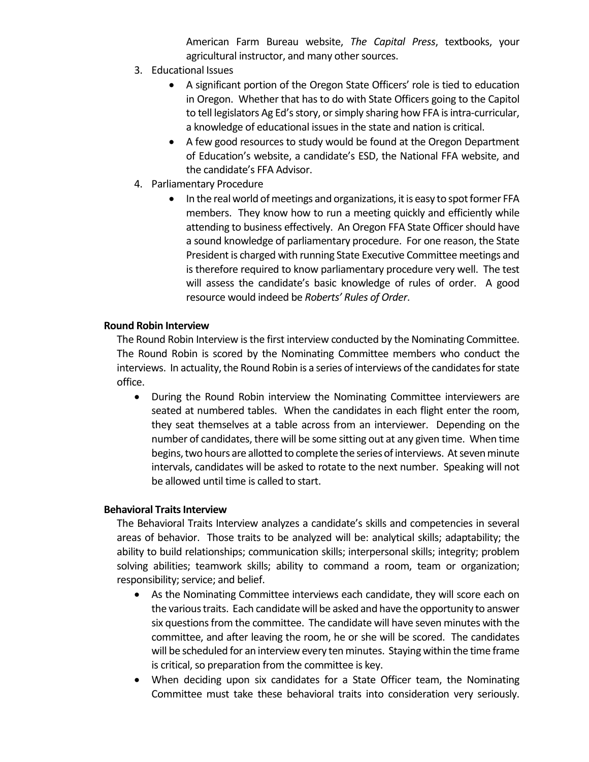American Farm Bureau website, *The Capital Press*, textbooks, your agricultural instructor, and many other sources.

3. Educational Issues
   - A significant portion of the Oregon State Officers' role is tied to education in Oregon. Whether that has to do with State Officers going to the Capitol to tell legislators Ag Ed's story, or simply sharing how FFA is intra-curricular, a knowledge of educational issues in the state and nation is critical.
   - A few good resources to study would be found at the Oregon Department of Education's website, a candidate's ESD, the National FFA website, and the candidate's FFA Advisor.
4. Parliamentary Procedure
   - In the real world of meetings and organizations, it is easy to spot former FFA members. They know how to run a meeting quickly and efficiently while attending to business effectively. An Oregon FFA State Officer should have a sound knowledge of parliamentary procedure. For one reason, the State President is charged with running State Executive Committee meetings and is therefore required to know parliamentary procedure very well. The test will assess the candidate's basic knowledge of rules of order. A good resource would indeed be *Roberts' Rules of Order*.

**Round Robin Interview**

The Round Robin Interview is the first interview conducted by the Nominating Committee. The Round Robin is scored by the Nominating Committee members who conduct the interviews. In actuality, the Round Robin is a series of interviews of the candidates for state office.

- During the Round Robin interview the Nominating Committee interviewers are seated at numbered tables. When the candidates in each flight enter the room, they seat themselves at a table across from an interviewer. Depending on the number of candidates, there will be some sitting out at any given time. When time begins, two hours are allotted to complete the series of interviews. At seven minute intervals, candidates will be asked to rotate to the next number. Speaking will not be allowed until time is called to start.

**Behavioral Traits Interview**

The Behavioral Traits Interview analyzes a candidate's skills and competencies in several areas of behavior. Those traits to be analyzed will be: analytical skills; adaptability; the ability to build relationships; communication skills; interpersonal skills; integrity; problem solving abilities; teamwork skills; ability to command a room, team or organization; responsibility; service; and belief.

- As the Nominating Committee interviews each candidate, they will score each on the various traits. Each candidate will be asked and have the opportunity to answer six questions from the committee. The candidate will have seven minutes with the committee, and after leaving the room, he or she will be scored. The candidates will be scheduled for an interview every ten minutes. Staying within the time frame is critical, so preparation from the committee is key.
- When deciding upon six candidates for a State Officer team, the Nominating Committee must take these behavioral traits into consideration very seriously.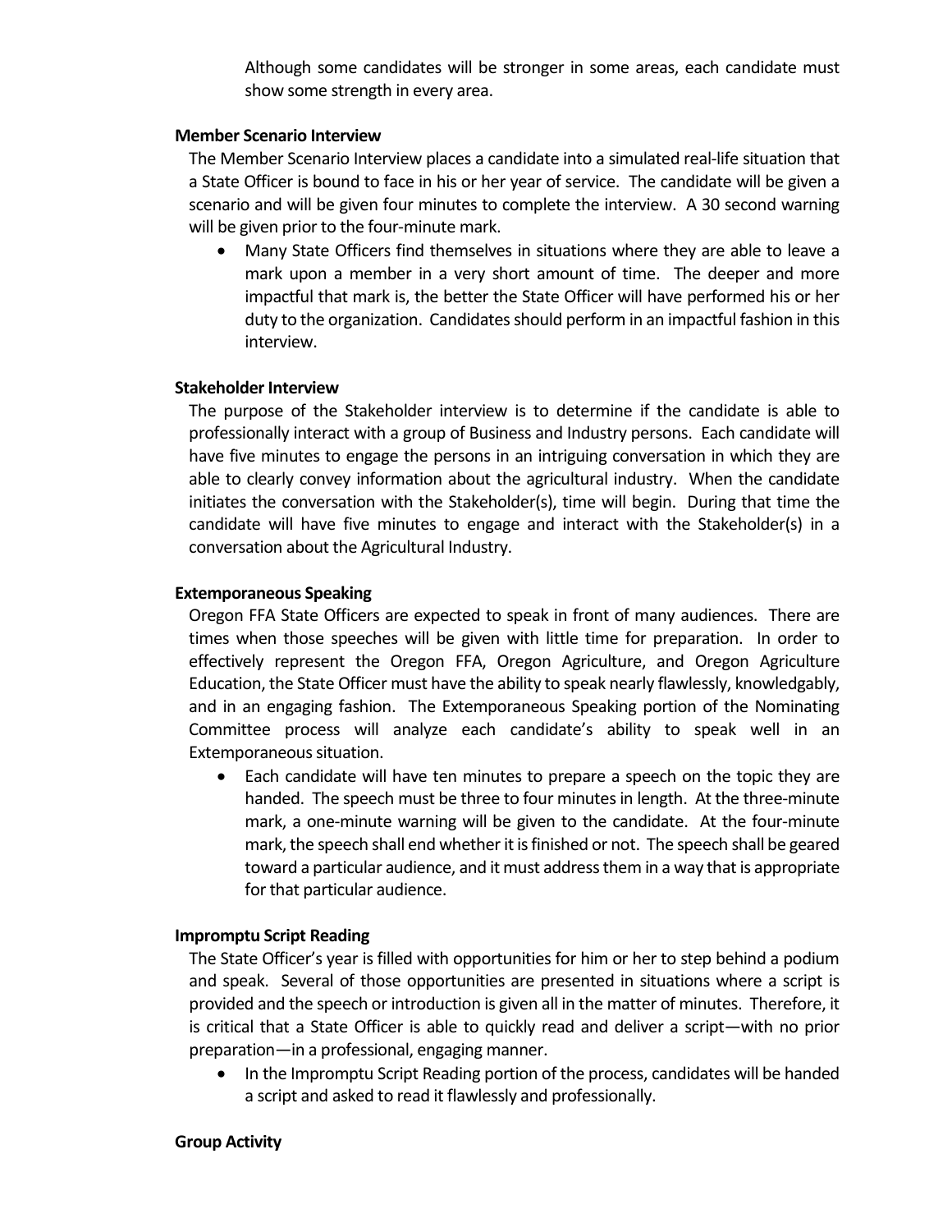Although some candidates will be stronger in some areas, each candidate must show some strength in every area.

**Member Scenario Interview**

The Member Scenario Interview places a candidate into a simulated real-life situation that a State Officer is bound to face in his or her year of service. The candidate will be given a scenario and will be given four minutes to complete the interview. A 30 second warning will be given prior to the four-minute mark.

- Many State Officers find themselves in situations where they are able to leave a mark upon a member in a very short amount of time. The deeper and more impactful that mark is, the better the State Officer will have performed his or her duty to the organization. Candidates should perform in an impactful fashion in this interview.

**Stakeholder Interview**

The purpose of the Stakeholder interview is to determine if the candidate is able to professionally interact with a group of Business and Industry persons. Each candidate will have five minutes to engage the persons in an intriguing conversation in which they are able to clearly convey information about the agricultural industry. When the candidate initiates the conversation with the Stakeholder(s), time will begin. During that time the candidate will have five minutes to engage and interact with the Stakeholder(s) in a conversation about the Agricultural Industry.

**Extemporaneous Speaking**

Oregon FFA State Officers are expected to speak in front of many audiences. There are times when those speeches will be given with little time for preparation. In order to effectively represent the Oregon FFA, Oregon Agriculture, and Oregon Agriculture Education, the State Officer must have the ability to speak nearly flawlessly, knowledgably, and in an engaging fashion. The Extemporaneous Speaking portion of the Nominating Committee process will analyze each candidate's ability to speak well in an Extemporaneous situation.

- Each candidate will have ten minutes to prepare a speech on the topic they are handed. The speech must be three to four minutes in length. At the three-minute mark, a one-minute warning will be given to the candidate. At the four-minute mark, the speech shall end whether it is finished or not. The speech shall be geared toward a particular audience, and it must address them in a way that is appropriate for that particular audience.

**Impromptu Script Reading**

The State Officer's year is filled with opportunities for him or her to step behind a podium and speak. Several of those opportunities are presented in situations where a script is provided and the speech or introduction is given all in the matter of minutes. Therefore, it is critical that a State Officer is able to quickly read and deliver a script—with no prior preparation—in a professional, engaging manner.

- In the Impromptu Script Reading portion of the process, candidates will be handed a script and asked to read it flawlessly and professionally.

**Group Activity**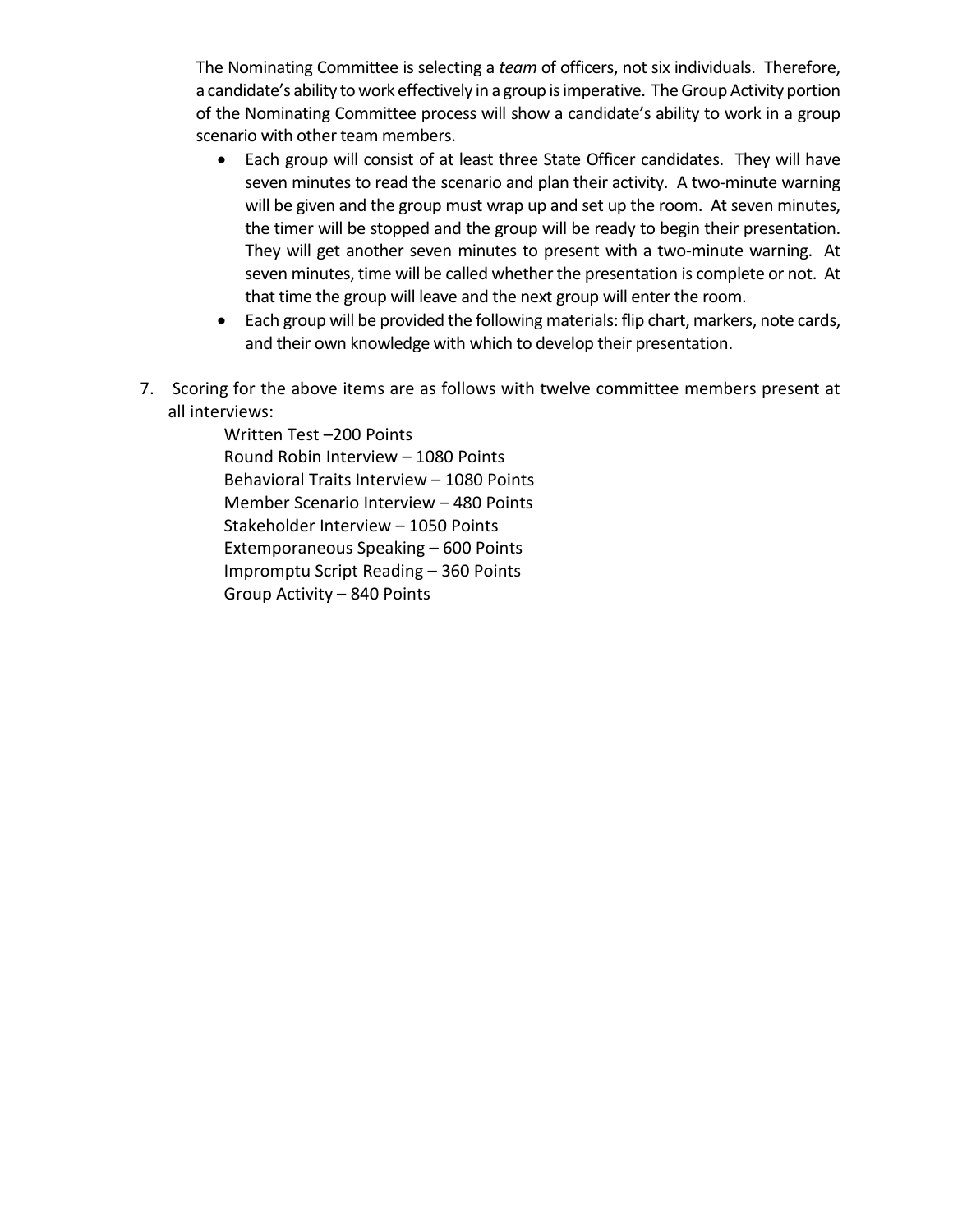The Nominating Committee is selecting a *team* of officers, not six individuals. Therefore, a candidate's ability to work effectively in a group is imperative. The Group Activity portion of the Nominating Committee process will show a candidate's ability to work in a group scenario with other team members.

- Each group will consist of at least three State Officer candidates. They will have seven minutes to read the scenario and plan their activity. A two-minute warning will be given and the group must wrap up and set up the room. At seven minutes, the timer will be stopped and the group will be ready to begin their presentation. They will get another seven minutes to present with a two-minute warning. At seven minutes, time will be called whether the presentation is complete or not. At that time the group will leave and the next group will enter the room.
- Each group will be provided the following materials: flip chart, markers, note cards, and their own knowledge with which to develop their presentation.

7. Scoring for the above items are as follows with twelve committee members present at all interviews:

   Written Test –200 Points
   Round Robin Interview – 1080 Points
   Behavioral Traits Interview – 1080 Points
   Member Scenario Interview – 480 Points
   Stakeholder Interview – 1050 Points
   Extemporaneous Speaking – 600 Points
   Impromptu Script Reading – 360 Points
   Group Activity – 840 Points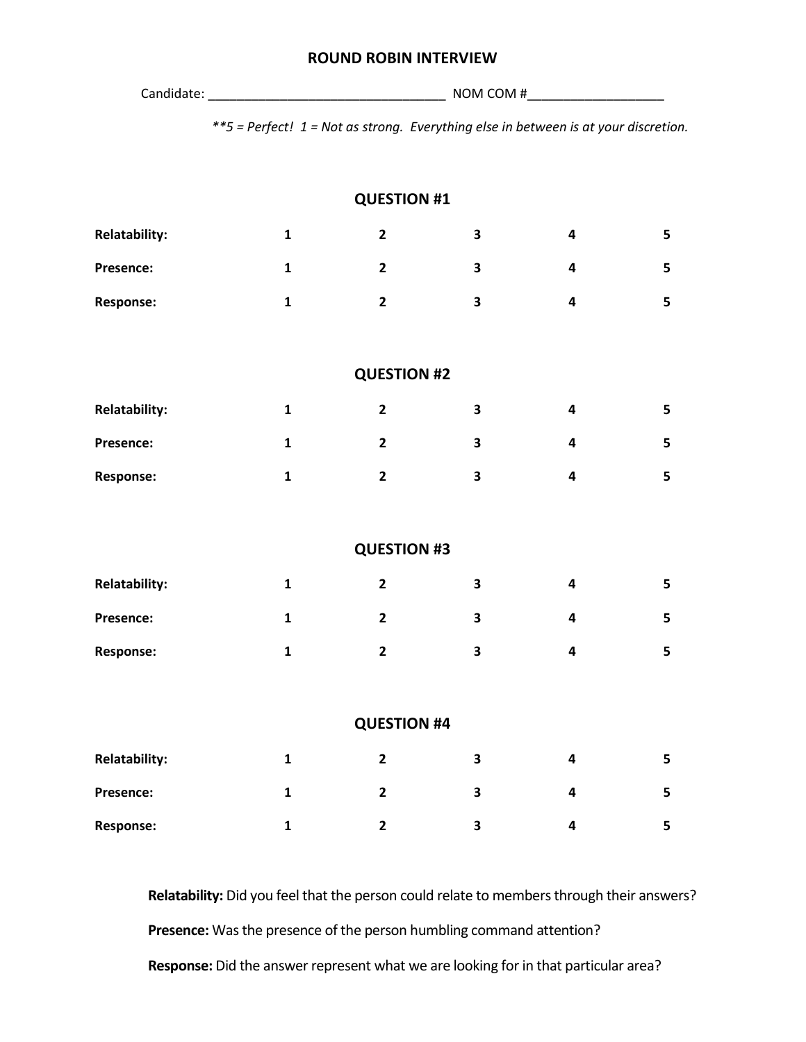# ROUND ROBIN INTERVIEW

Candidate: ___________________________________ NOM COM #___________________

*\*\*5 = Perfect! 1 = Not as strong. Everything else in between is at your discretion.*

## QUESTION #1

| | | | | | |
|---|---|---|---|---|---|
| **Relatability:** | **1** | **2** | **3** | **4** | **5** |
| **Presence:** | **1** | **2** | **3** | **4** | **5** |
| **Response:** | **1** | **2** | **3** | **4** | **5** |

## QUESTION #2

| | | | | | |
|---|---|---|---|---|---|
| **Relatability:** | **1** | **2** | **3** | **4** | **5** |
| **Presence:** | **1** | **2** | **3** | **4** | **5** |
| **Response:** | **1** | **2** | **3** | **4** | **5** |

## QUESTION #3

| | | | | | |
|---|---|---|---|---|---|
| **Relatability:** | **1** | **2** | **3** | **4** | **5** |
| **Presence:** | **1** | **2** | **3** | **4** | **5** |
| **Response:** | **1** | **2** | **3** | **4** | **5** |

## QUESTION #4

| | | | | | |
|---|---|---|---|---|---|
| **Relatability:** | **1** | **2** | **3** | **4** | **5** |
| **Presence:** | **1** | **2** | **3** | **4** | **5** |
| **Response:** | **1** | **2** | **3** | **4** | **5** |

**Relatability:** Did you feel that the person could relate to members through their answers?

**Presence:** Was the presence of the person humbling command attention?

**Response:** Did the answer represent what we are looking for in that particular area?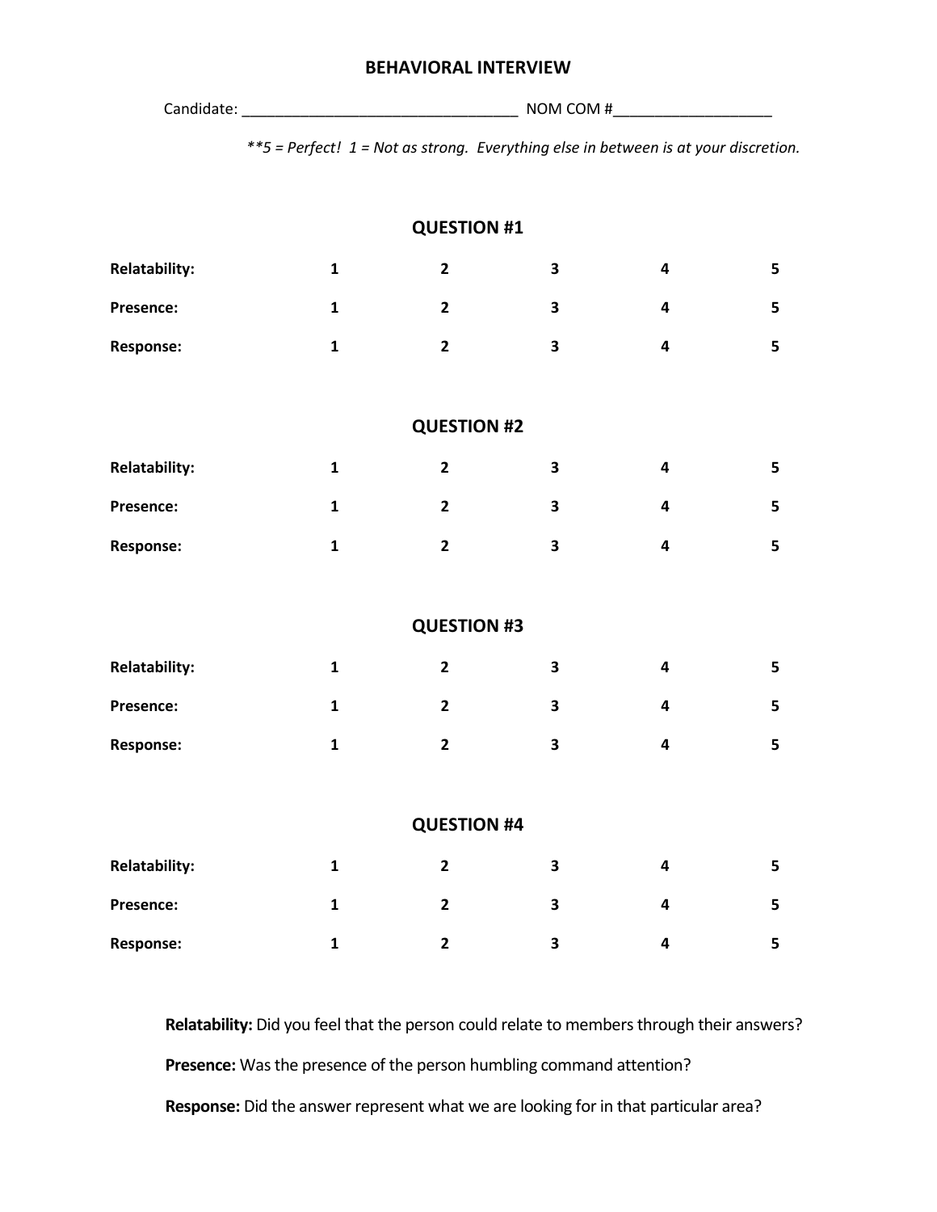# BEHAVIORAL INTERVIEW

Candidate: ___________________________________ NOM COM #____________________

*\*\*5 = Perfect! 1 = Not as strong. Everything else in between is at your discretion.*

## QUESTION #1

| | | | | | |
|---|---|---|---|---|---|
| **Relatability:** | **1** | **2** | **3** | **4** | **5** |
| **Presence:** | **1** | **2** | **3** | **4** | **5** |
| **Response:** | **1** | **2** | **3** | **4** | **5** |

## QUESTION #2

| | | | | | |
|---|---|---|---|---|---|
| **Relatability:** | **1** | **2** | **3** | **4** | **5** |
| **Presence:** | **1** | **2** | **3** | **4** | **5** |
| **Response:** | **1** | **2** | **3** | **4** | **5** |

## QUESTION #3

| | | | | | |
|---|---|---|---|---|---|
| **Relatability:** | **1** | **2** | **3** | **4** | **5** |
| **Presence:** | **1** | **2** | **3** | **4** | **5** |
| **Response:** | **1** | **2** | **3** | **4** | **5** |

## QUESTION #4

| | | | | | |
|---|---|---|---|---|---|
| **Relatability:** | **1** | **2** | **3** | **4** | **5** |
| **Presence:** | **1** | **2** | **3** | **4** | **5** |
| **Response:** | **1** | **2** | **3** | **4** | **5** |

**Relatability:** Did you feel that the person could relate to members through their answers?

**Presence:** Was the presence of the person humbling command attention?

**Response:** Did the answer represent what we are looking for in that particular area?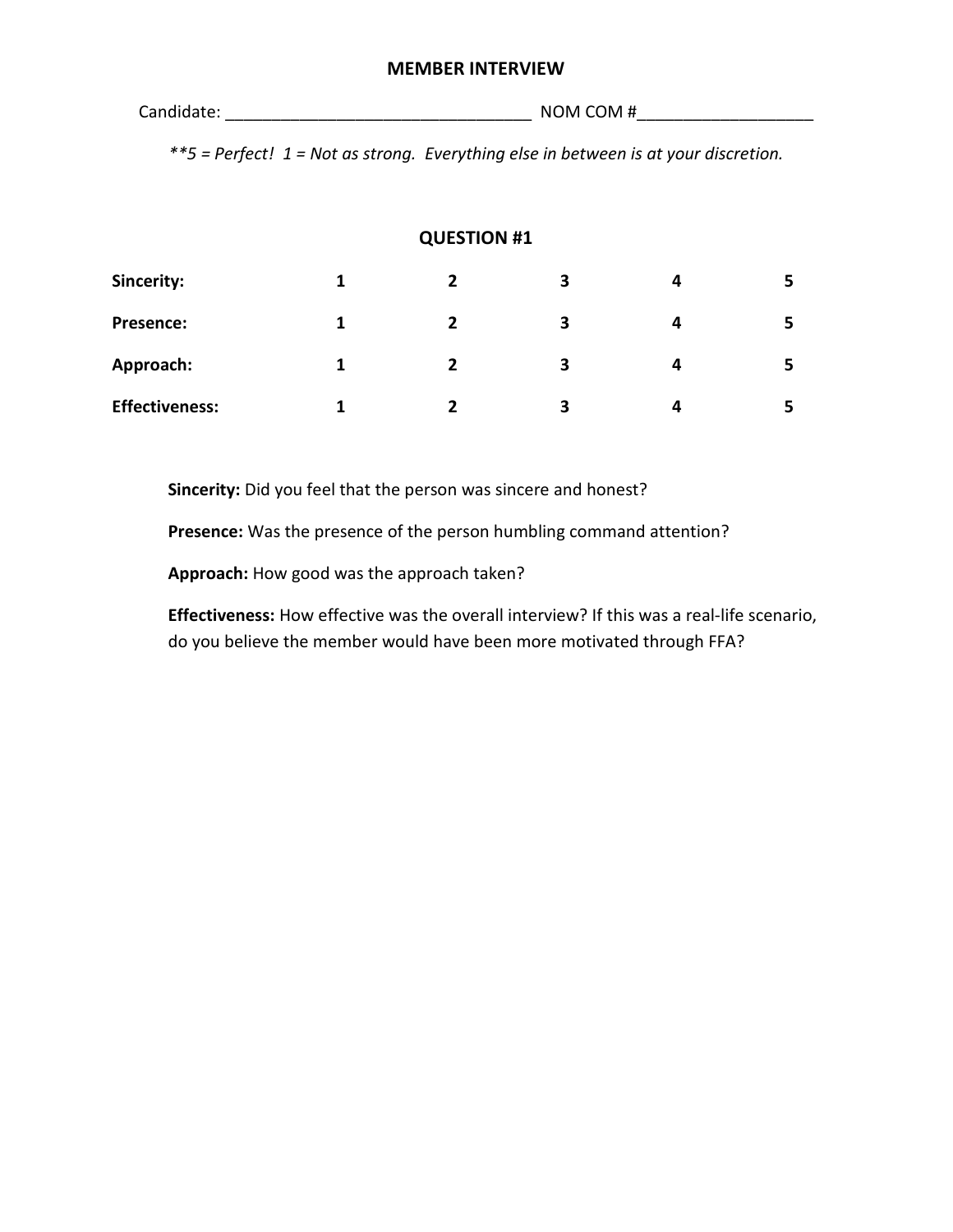# MEMBER INTERVIEW

Candidate: _________________________________ NOM COM #___________________

*\*\*5 = Perfect!  1 = Not as strong.  Everything else in between is at your discretion.*

## QUESTION #1

| | | | | | |
|---|---|---|---|---|---|
| **Sincerity:** | **1** | **2** | **3** | **4** | **5** |
| **Presence:** | **1** | **2** | **3** | **4** | **5** |
| **Approach:** | **1** | **2** | **3** | **4** | **5** |
| **Effectiveness:** | **1** | **2** | **3** | **4** | **5** |

**Sincerity:** Did you feel that the person was sincere and honest?

**Presence:** Was the presence of the person humbling command attention?

**Approach:** How good was the approach taken?

**Effectiveness:** How effective was the overall interview? If this was a real-life scenario, do you believe the member would have been more motivated through FFA?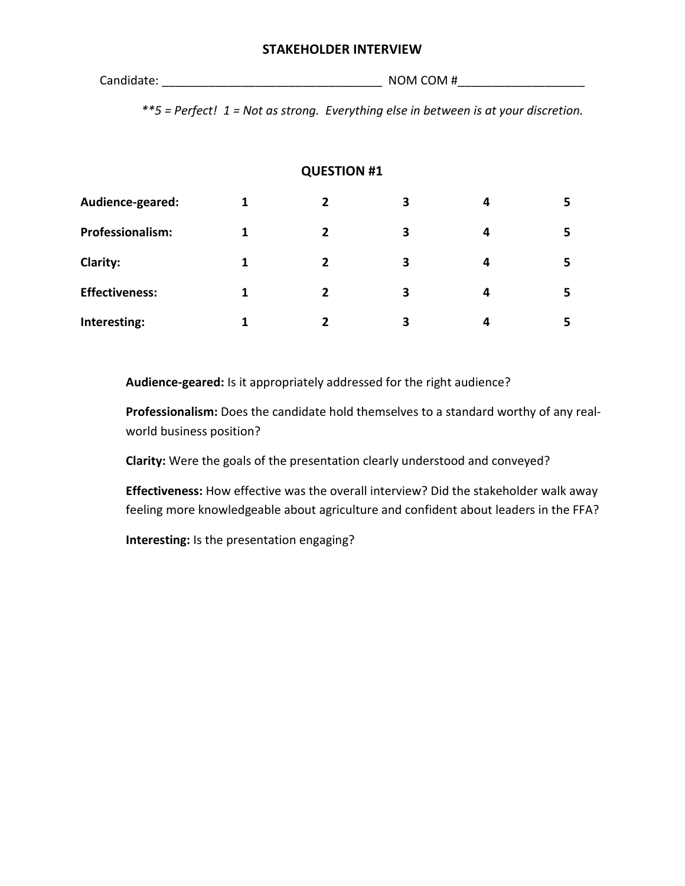# STAKEHOLDER INTERVIEW

Candidate: _________________________________ NOM COM #__________________

***5 = Perfect! 1 = Not as strong. Everything else in between is at your discretion.*

## QUESTION #1

| | | | | | |
|---|---|---|---|---|---|
| **Audience-geared:** | **1** | **2** | **3** | **4** | **5** |
| **Professionalism:** | **1** | **2** | **3** | **4** | **5** |
| **Clarity:** | **1** | **2** | **3** | **4** | **5** |
| **Effectiveness:** | **1** | **2** | **3** | **4** | **5** |
| **Interesting:** | **1** | **2** | **3** | **4** | **5** |

**Audience-geared:** Is it appropriately addressed for the right audience?

**Professionalism:** Does the candidate hold themselves to a standard worthy of any real-world business position?

**Clarity:** Were the goals of the presentation clearly understood and conveyed?

**Effectiveness:** How effective was the overall interview? Did the stakeholder walk away feeling more knowledgeable about agriculture and confident about leaders in the FFA?

**Interesting:** Is the presentation engaging?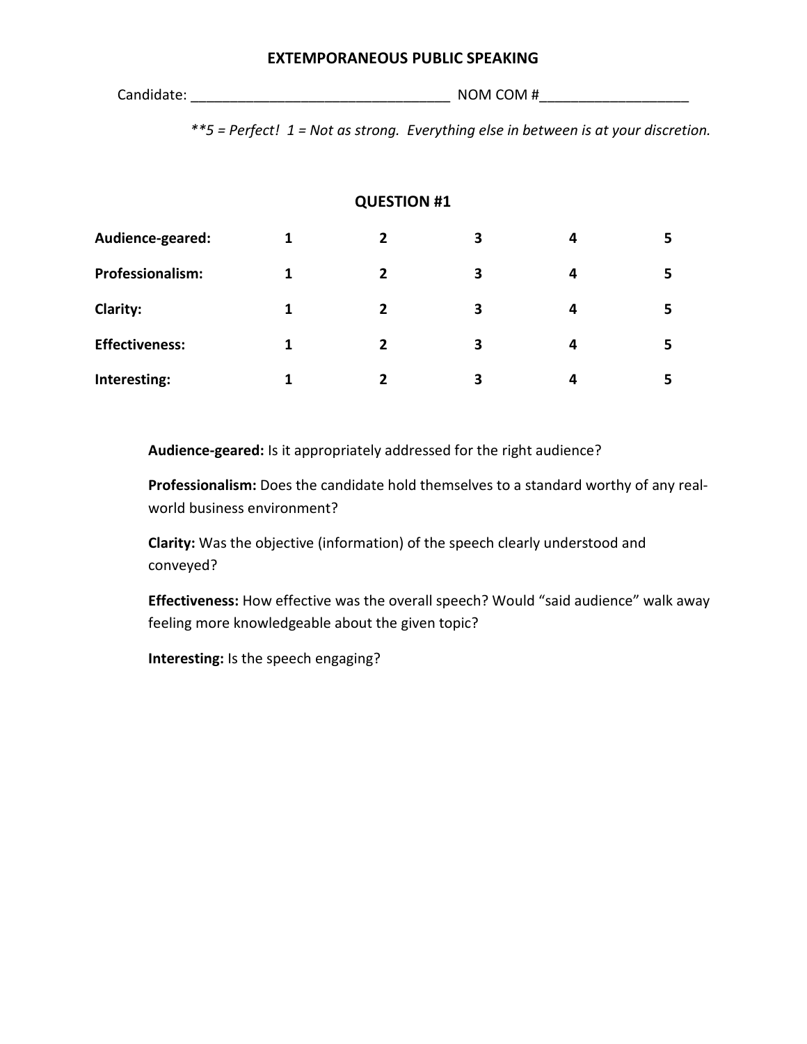# EXTEMPORANEOUS PUBLIC SPEAKING

Candidate: _________________________________ NOM COM #__________________

*\*\*5 = Perfect! 1 = Not as strong. Everything else in between is at your discretion.*

## QUESTION #1

| | | | | | |
|---|---|---|---|---|---|
| **Audience-geared:** | **1** | **2** | **3** | **4** | **5** |
| **Professionalism:** | **1** | **2** | **3** | **4** | **5** |
| **Clarity:** | **1** | **2** | **3** | **4** | **5** |
| **Effectiveness:** | **1** | **2** | **3** | **4** | **5** |
| **Interesting:** | **1** | **2** | **3** | **4** | **5** |

**Audience-geared:** Is it appropriately addressed for the right audience?

**Professionalism:** Does the candidate hold themselves to a standard worthy of any real-world business environment?

**Clarity:** Was the objective (information) of the speech clearly understood and conveyed?

**Effectiveness:** How effective was the overall speech? Would "said audience" walk away feeling more knowledgeable about the given topic?

**Interesting:** Is the speech engaging?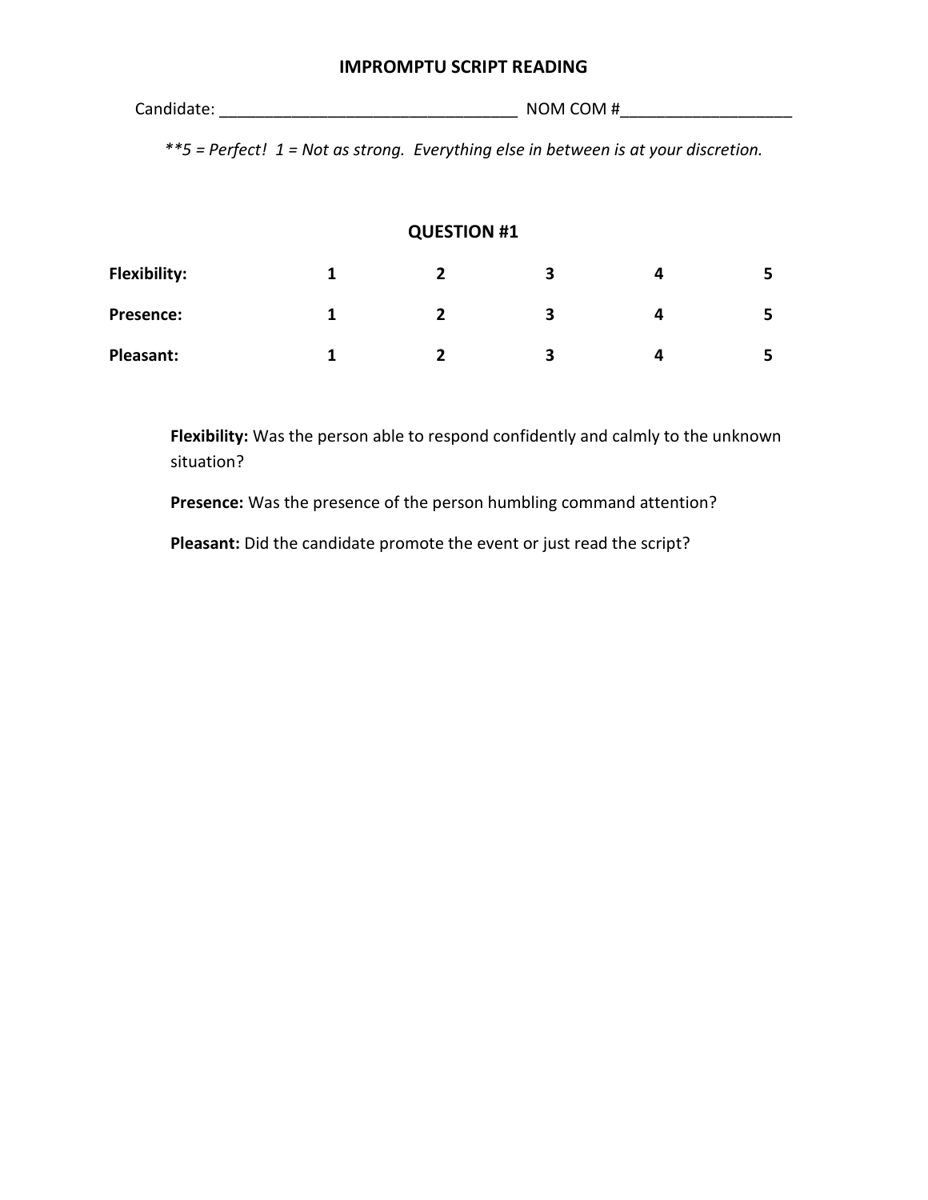## IMPROMPTU SCRIPT READING

Candidate: _________________________________ NOM COM #___________________

*\*\*5 = Perfect! 1 = Not as strong. Everything else in between is at your discretion.*

### QUESTION #1

| | | | | | |
|---|---|---|---|---|---|
| **Flexibility:** | 1 | 2 | 3 | 4 | 5 |
| **Presence:** | 1 | 2 | 3 | 4 | 5 |
| **Pleasant:** | 1 | 2 | 3 | 4 | 5 |

**Flexibility:** Was the person able to respond confidently and calmly to the unknown situation?

**Presence:** Was the presence of the person humbling command attention?

**Pleasant:** Did the candidate promote the event or just read the script?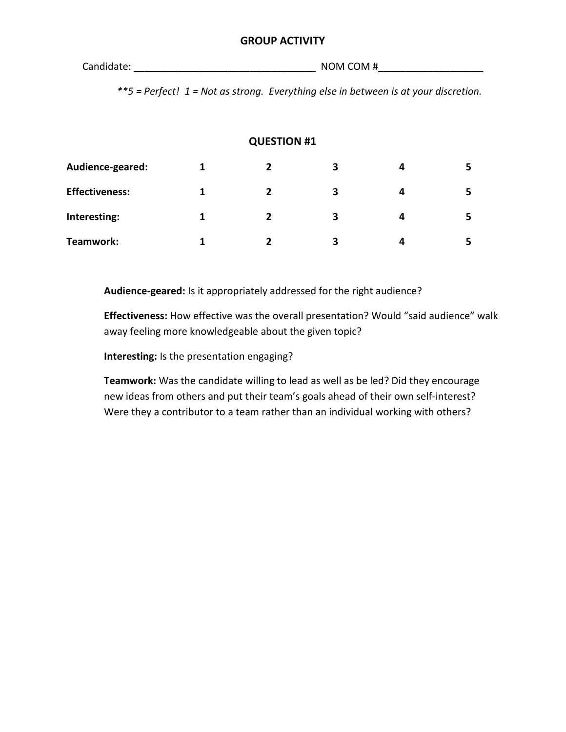## GROUP ACTIVITY

Candidate: ________________________________ NOM COM #__________________

*\*\*5 = Perfect! 1 = Not as strong. Everything else in between is at your discretion.*

### QUESTION #1

| | | | | | |
|---|---|---|---|---|---|
| **Audience-geared:** | **1** | **2** | **3** | **4** | **5** |
| **Effectiveness:** | **1** | **2** | **3** | **4** | **5** |
| **Interesting:** | **1** | **2** | **3** | **4** | **5** |
| **Teamwork:** | **1** | **2** | **3** | **4** | **5** |

**Audience-geared:** Is it appropriately addressed for the right audience?

**Effectiveness:** How effective was the overall presentation? Would "said audience" walk away feeling more knowledgeable about the given topic?

**Interesting:** Is the presentation engaging?

**Teamwork:** Was the candidate willing to lead as well as be led? Did they encourage new ideas from others and put their team's goals ahead of their own self-interest? Were they a contributor to a team rather than an individual working with others?